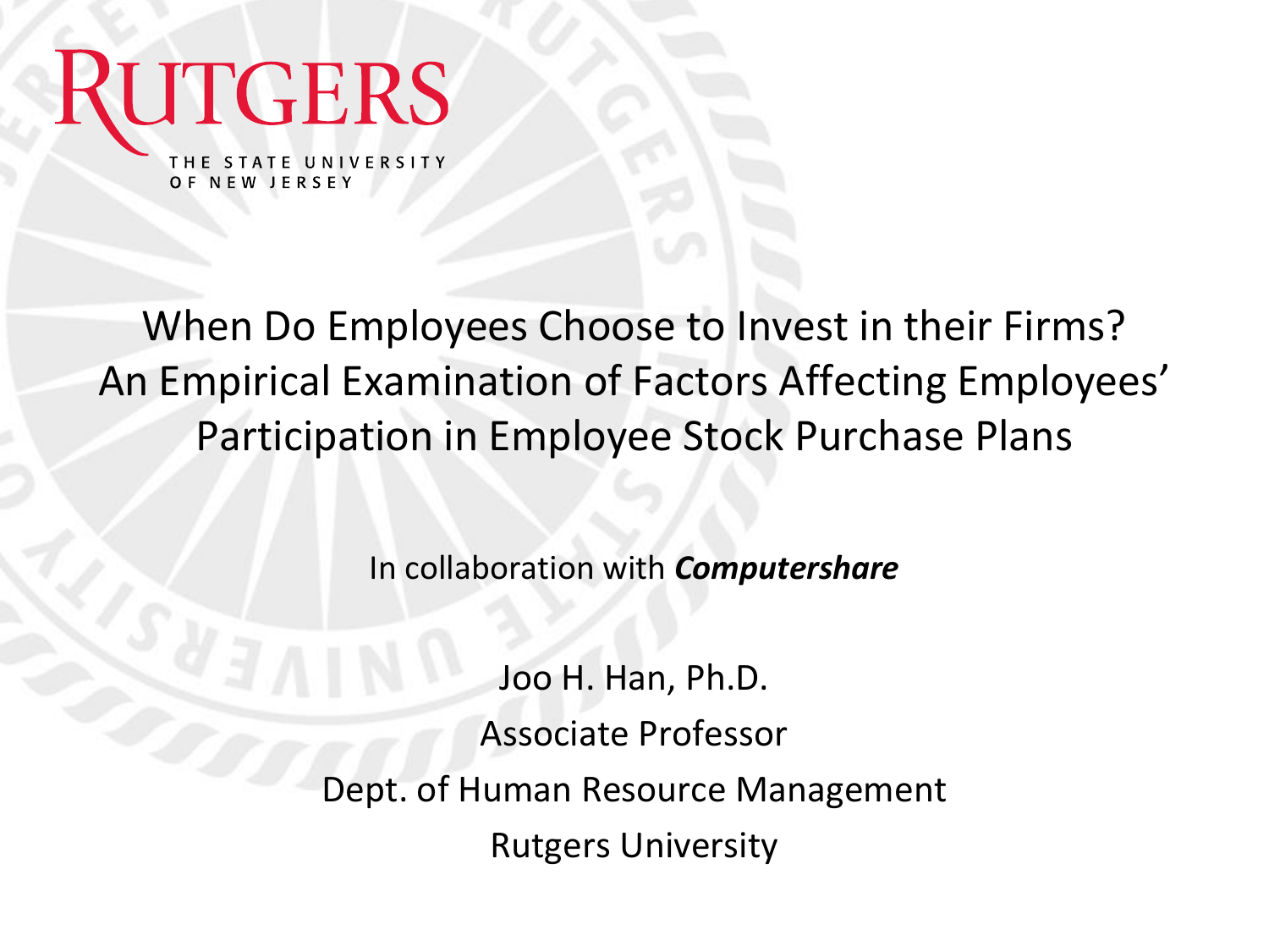RUTGERS

THE STATE UNIVERSITY OF NEW JERSEY

# When Do Employees Choose to Invest in their Firms? An Empirical Examination of Factors Affecting Employees' Participation in Employee Stock Purchase Plans

In collaboration with ***Computershare***

Joo H. Han, Ph.D.

Associate Professor

Dept. of Human Resource Management

Rutgers University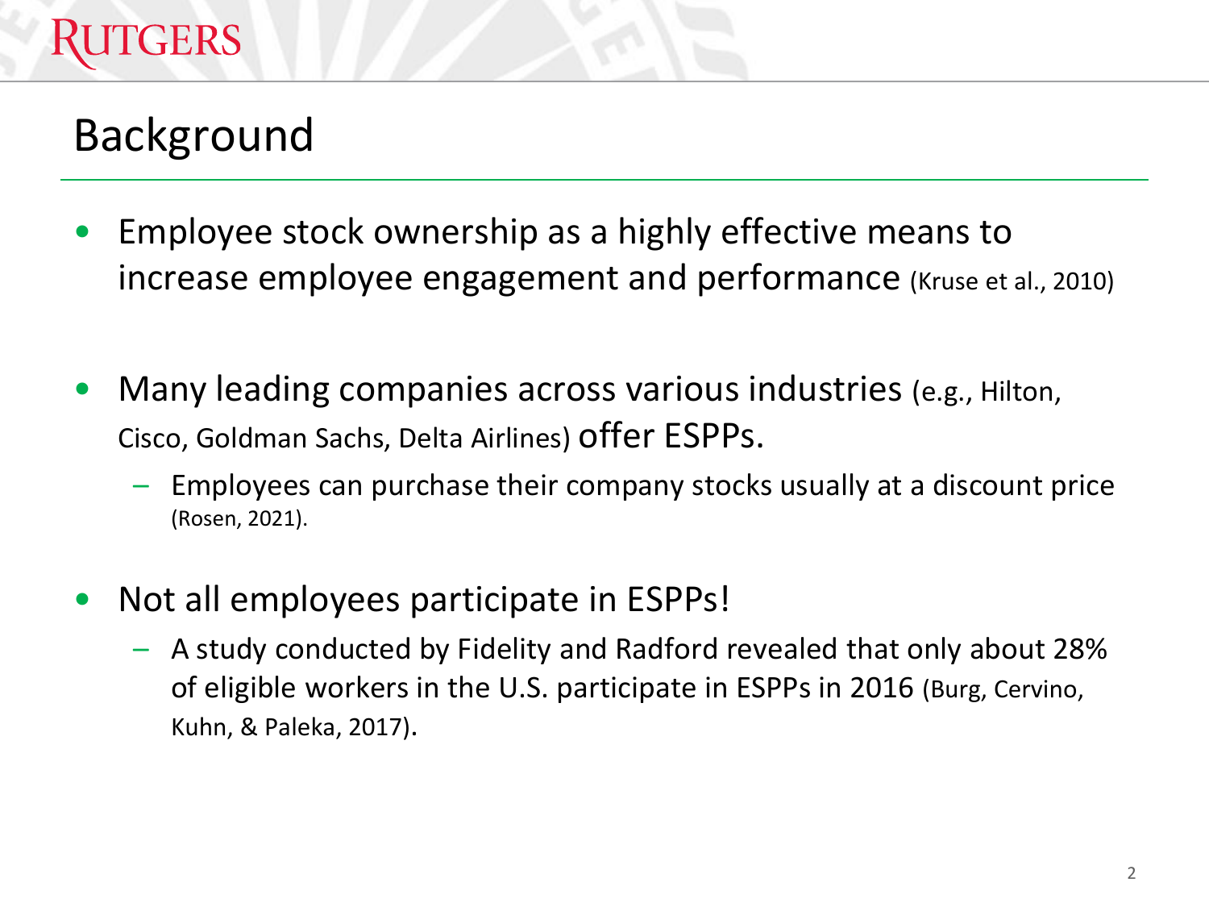# Background

- Employee stock ownership as a highly effective means to increase employee engagement and performance (Kruse et al., 2010)

- Many leading companies across various industries (e.g., Hilton, Cisco, Goldman Sachs, Delta Airlines) offer ESPPs.
  - Employees can purchase their company stocks usually at a discount price (Rosen, 2021).

- Not all employees participate in ESPPs!
  - A study conducted by Fidelity and Radford revealed that only about 28% of eligible workers in the U.S. participate in ESPPs in 2016 (Burg, Cervino, Kuhn, & Paleka, 2017).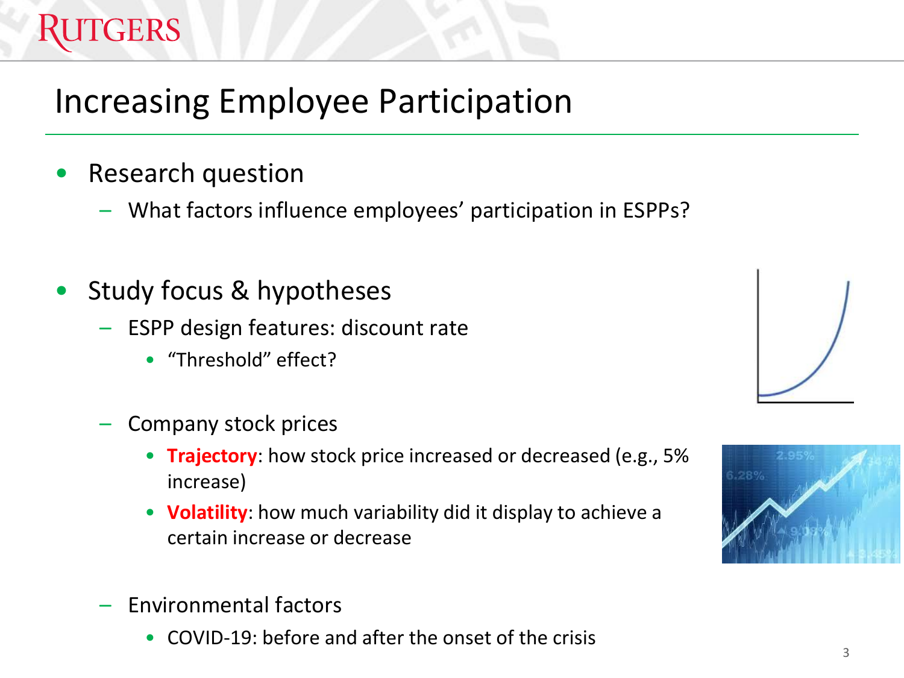# Increasing Employee Participation

- Research question
  - What factors influence employees' participation in ESPPs?

- Study focus & hypotheses
  - ESPP design features: discount rate
    - "Threshold" effect?
  - Company stock prices
    - **Trajectory**: how stock price increased or decreased (e.g., 5% increase)
    - **Volatility**: how much variability did it display to achieve a certain increase or decrease
  - Environmental factors
    - COVID-19: before and after the onset of the crisis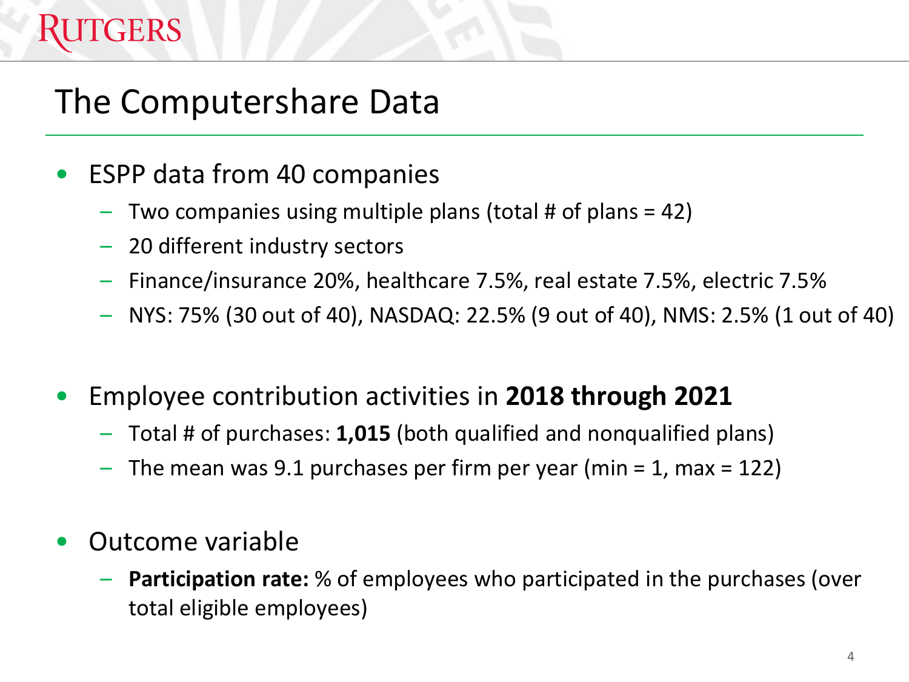# The Computershare Data

- ESPP data from 40 companies
  - Two companies using multiple plans (total # of plans = 42)
  - 20 different industry sectors
  - Finance/insurance 20%, healthcare 7.5%, real estate 7.5%, electric 7.5%
  - NYS: 75% (30 out of 40), NASDAQ: 22.5% (9 out of 40), NMS: 2.5% (1 out of 40)
- Employee contribution activities in **2018 through 2021**
  - Total # of purchases: **1,015** (both qualified and nonqualified plans)
  - The mean was 9.1 purchases per firm per year (min = 1, max = 122)
- Outcome variable
  - **Participation rate:** % of employees who participated in the purchases (over total eligible employees)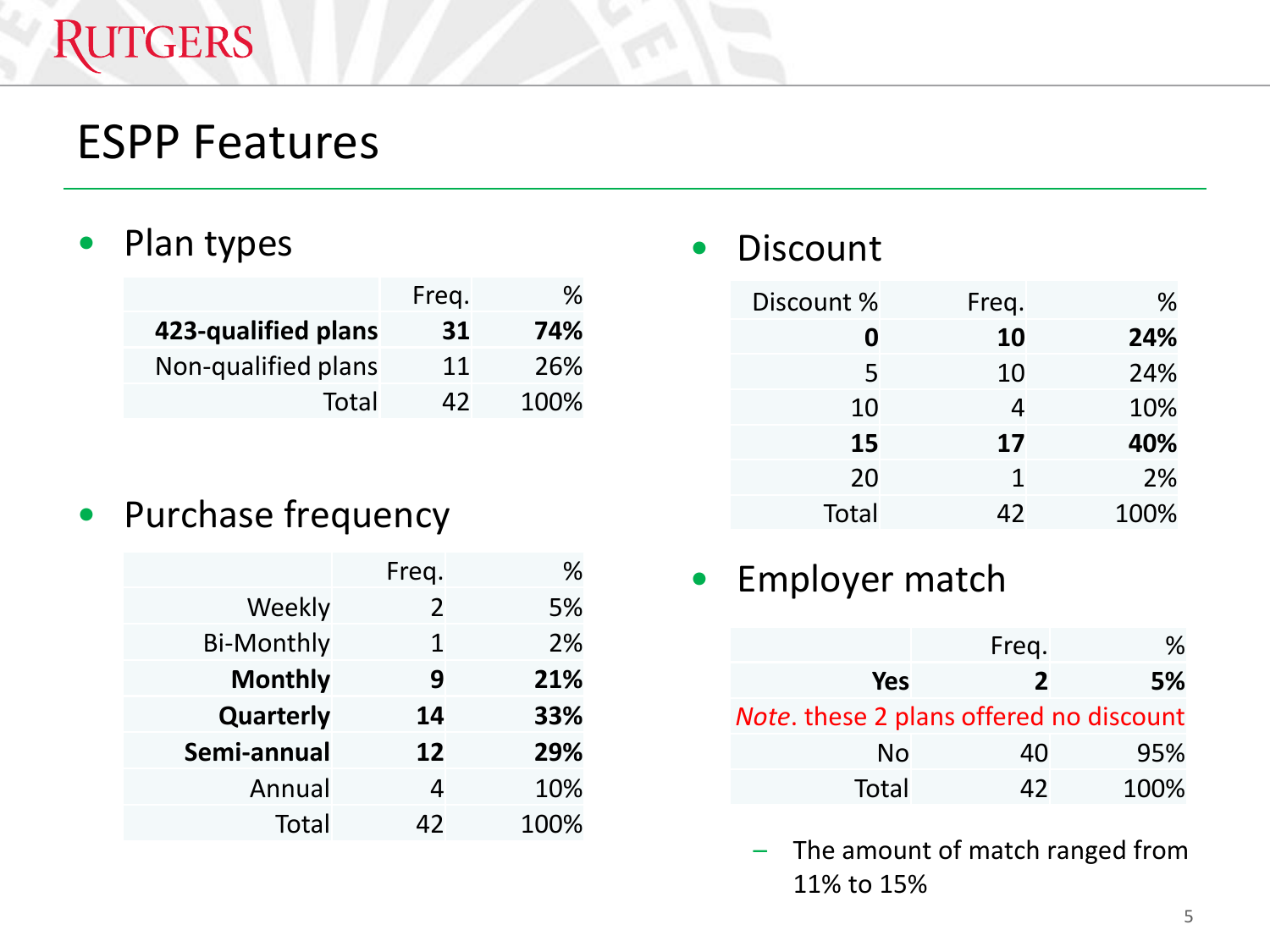# ESPP Features

- Plan types

| | Freq. | % |
|---|---|---|
| **423-qualified plans** | **31** | **74%** |
| Non-qualified plans | 11 | 26% |
| Total | 42 | 100% |

- Purchase frequency

| | Freq. | % |
|---|---|---|
| Weekly | 2 | 5% |
| Bi-Monthly | 1 | 2% |
| **Monthly** | **9** | **21%** |
| **Quarterly** | **14** | **33%** |
| **Semi-annual** | **12** | **29%** |
| Annual | 4 | 10% |
| Total | 42 | 100% |

- Discount

| Discount % | Freq. | % |
|---|---|---|
| **0** | **10** | **24%** |
| 5 | 10 | 24% |
| 10 | 4 | 10% |
| **15** | **17** | **40%** |
| 20 | 1 | 2% |
| Total | 42 | 100% |

- Employer match

| | Freq. | % |
|---|---|---|
| **Yes** | **2** | **5%** |
| *Note*. these 2 plans offered no discount | | |
| No | 40 | 95% |
| Total | 42 | 100% |

  - The amount of match ranged from 11% to 15%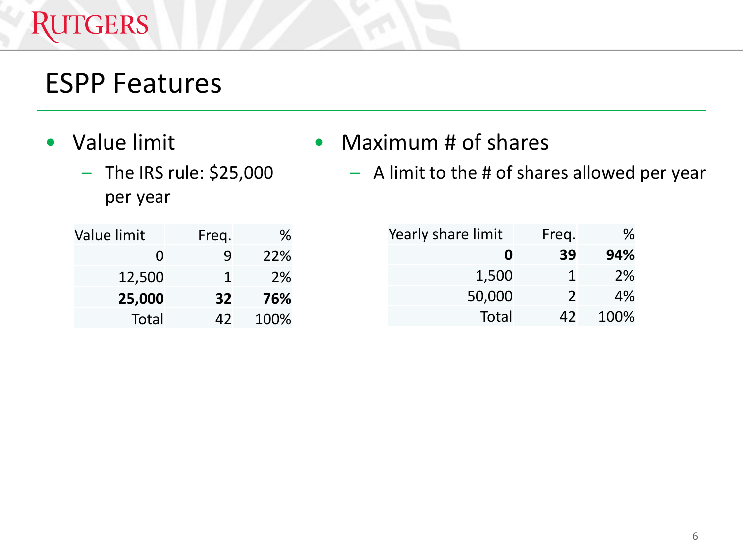# ESPP Features

- Value limit
  - The IRS rule: $25,000 per year

| Value limit | Freq. | % |
|---|---|---|
| 0 | 9 | 22% |
| 12,500 | 1 | 2% |
| **25,000** | **32** | **76%** |
| Total | 42 | 100% |

- Maximum # of shares
  - A limit to the # of shares allowed per year

| Yearly share limit | Freq. | % |
|---|---|---|
| **0** | **39** | **94%** |
| 1,500 | 1 | 2% |
| 50,000 | 2 | 4% |
| Total | 42 | 100% |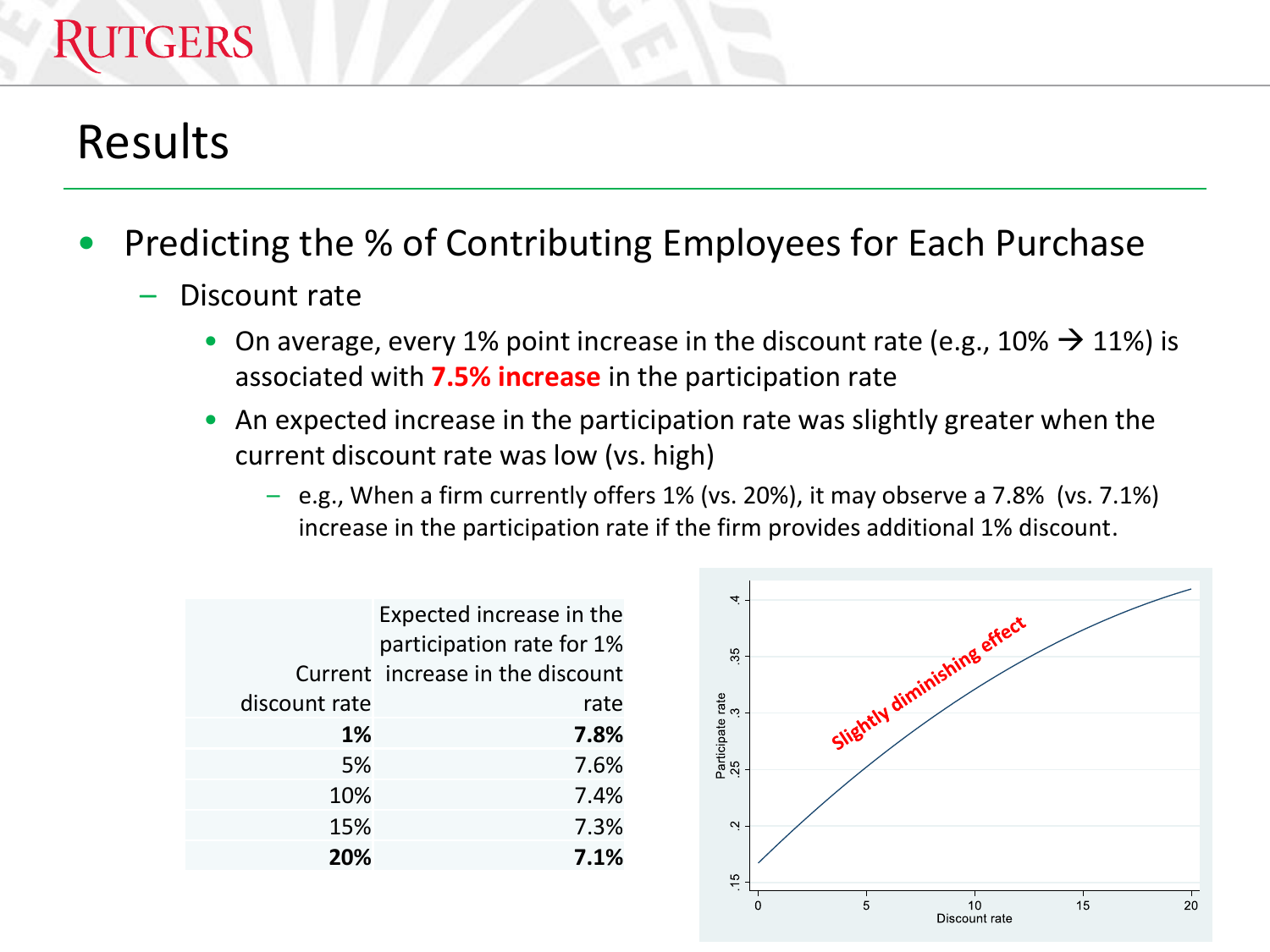# Results

- Predicting the % of Contributing Employees for Each Purchase
  - Discount rate
    - On average, every 1% point increase in the discount rate (e.g., 10% → 11%) is associated with **7.5% increase** in the participation rate
    - An expected increase in the participation rate was slightly greater when the current discount rate was low (vs. high)
      - e.g., When a firm currently offers 1% (vs. 20%), it may observe a 7.8% (vs. 7.1%) increase in the participation rate if the firm provides additional 1% discount.

| Current discount rate | Expected increase in the participation rate for 1% increase in the discount rate |
|---:|---:|
| **1%** | **7.8%** |
| 5% | 7.6% |
| 10% | 7.4% |
| 15% | 7.3% |
| **20%** | **7.1%** |

Slightly diminishing effect

Participate rate

.15 .2 .25 .3 .35 .4

0 5 10 15 20

Discount rate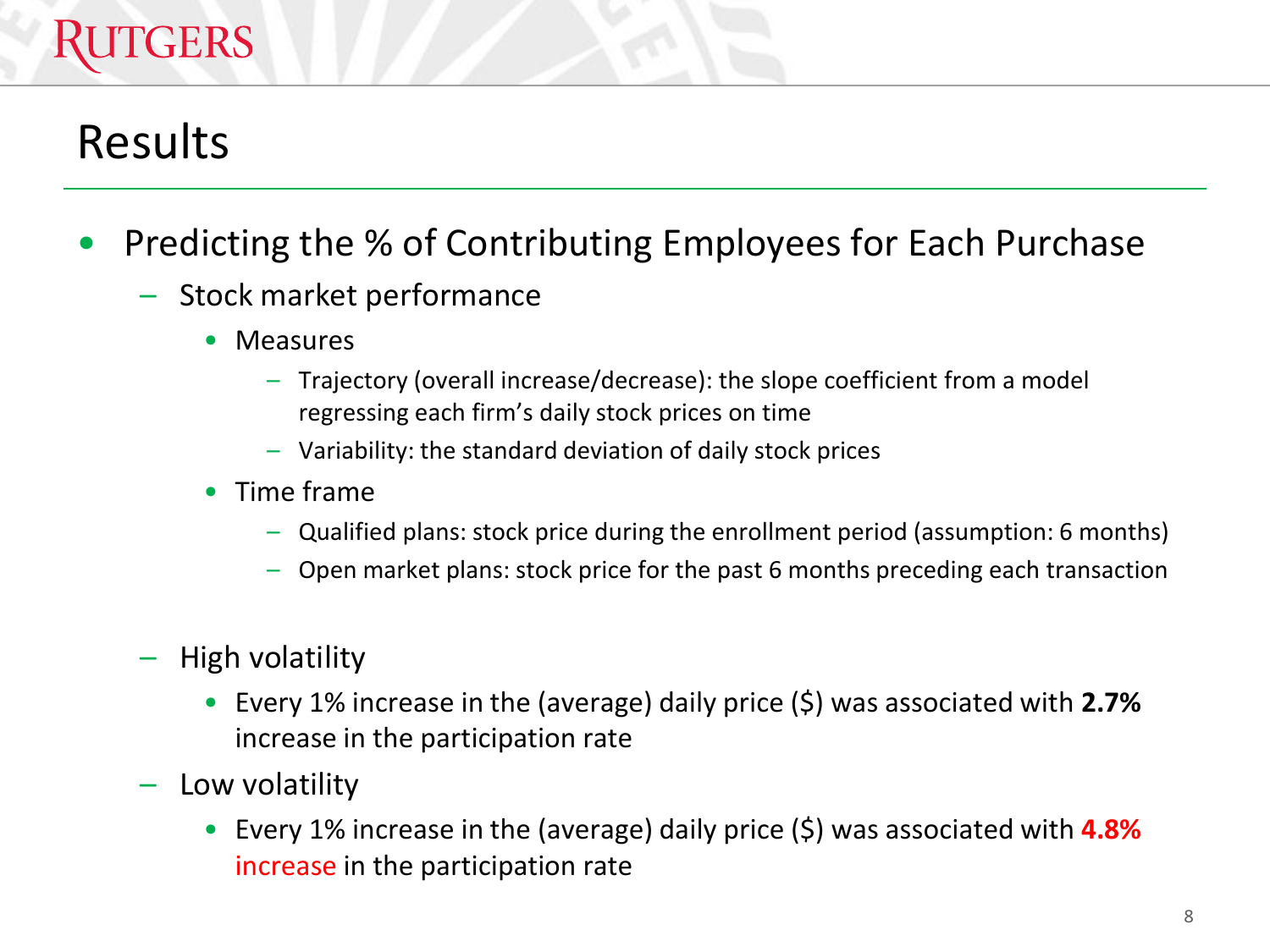# Results

- Predicting the % of Contributing Employees for Each Purchase
  - Stock market performance
    - Measures
      - Trajectory (overall increase/decrease): the slope coefficient from a model regressing each firm's daily stock prices on time
      - Variability: the standard deviation of daily stock prices
    - Time frame
      - Qualified plans: stock price during the enrollment period (assumption: 6 months)
      - Open market plans: stock price for the past 6 months preceding each transaction
  - High volatility
    - Every 1% increase in the (average) daily price ($) was associated with **2.7%** increase in the participation rate
  - Low volatility
    - Every 1% increase in the (average) daily price ($) was associated with **4.8%** increase in the participation rate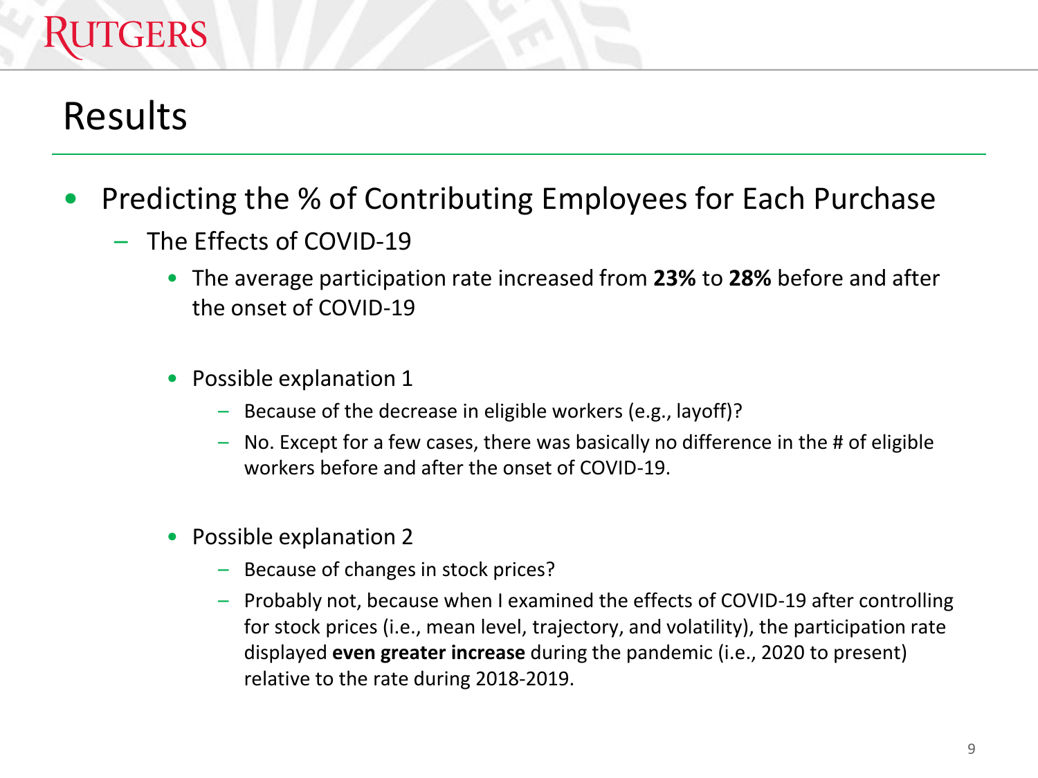# Results

- Predicting the % of Contributing Employees for Each Purchase
  - The Effects of COVID-19
    - The average participation rate increased from **23%** to **28%** before and after the onset of COVID-19

    - Possible explanation 1
      - Because of the decrease in eligible workers (e.g., layoff)?
      - No. Except for a few cases, there was basically no difference in the # of eligible workers before and after the onset of COVID-19.

    - Possible explanation 2
      - Because of changes in stock prices?
      - Probably not, because when I examined the effects of COVID-19 after controlling for stock prices (i.e., mean level, trajectory, and volatility), the participation rate displayed **even greater increase** during the pandemic (i.e., 2020 to present) relative to the rate during 2018-2019.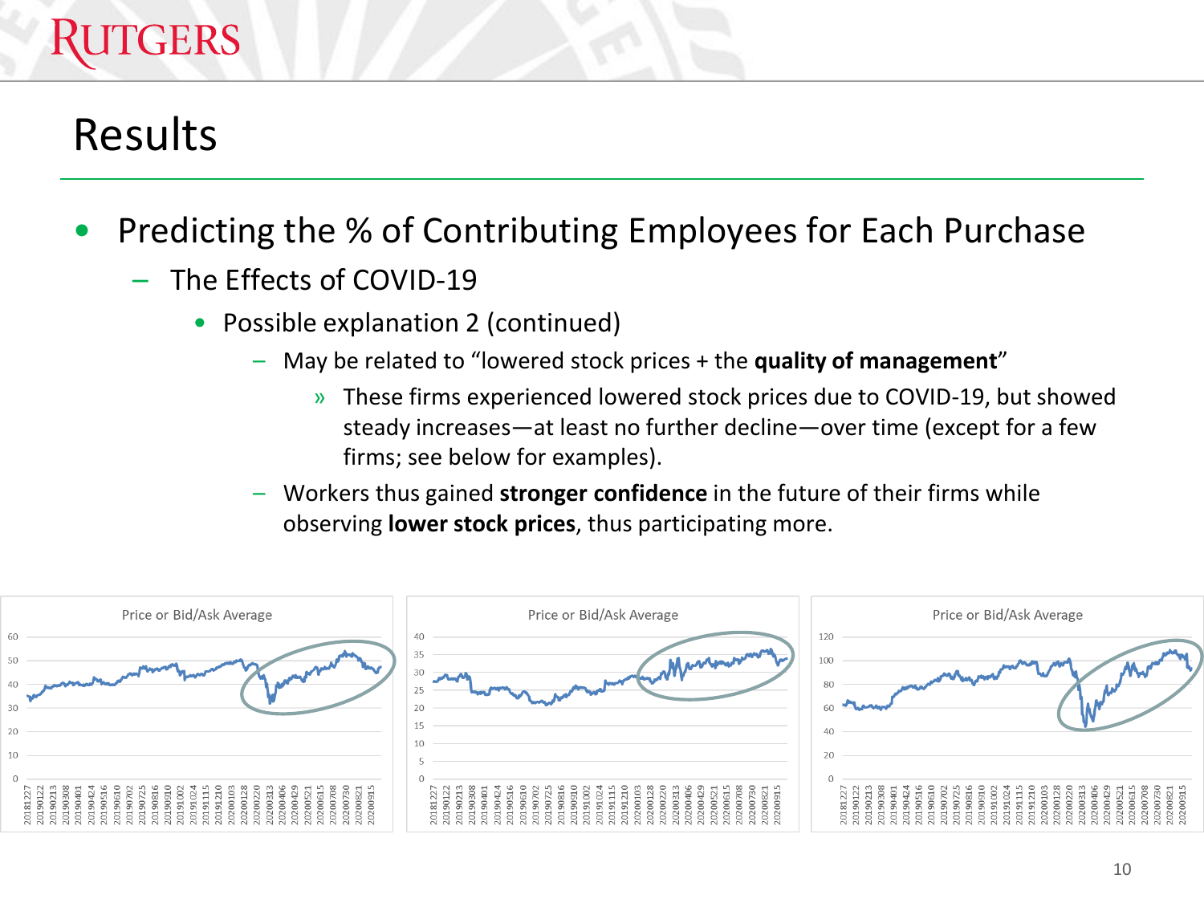# Results

- Predicting the % of Contributing Employees for Each Purchase
  - The Effects of COVID-19
    - Possible explanation 2 (continued)
      - May be related to “lowered stock prices + the **quality of management**”
        - » These firms experienced lowered stock prices due to COVID-19, but showed steady increases—at least no further decline—over time (except for a few firms; see below for examples).
      - Workers thus gained **stronger confidence** in the future of their firms while observing **lower stock prices**, thus participating more.

Price or Bid/Ask Average

60
50
40
30
20
10
0

20181227 20190122 20190213 20190308 20190401 20190424 20190516 20190610 20190702 20190725 20190816 20190910 20191002 20191024 20191115 20191210 20200103 20200128 20200220 20200313 20200406 20200429 20200521 20200615 20200708 20200730 20200821 20200915

Price or Bid/Ask Average

40
35
30
25
20
15
10
5
0

20181227 20190122 20190213 20190308 20190401 20190424 20190516 20190610 20190702 20190725 20190816 20190910 20191002 20191024 20191115 20191210 20200103 20200128 20200220 20200313 20200406 20200429 20200521 20200615 20200708 20200730 20200821 20200915

Price or Bid/Ask Average

120
100
80
60
40
20
0

20181227 20190122 20190213 20190308 20190401 20190424 20190516 20190610 20190702 20190725 20190816 20190910 20191002 20191024 20191115 20191210 20200103 20200128 20200220 20200313 20200406 20200429 20200521 20200615 20200708 20200730 20200821 20200915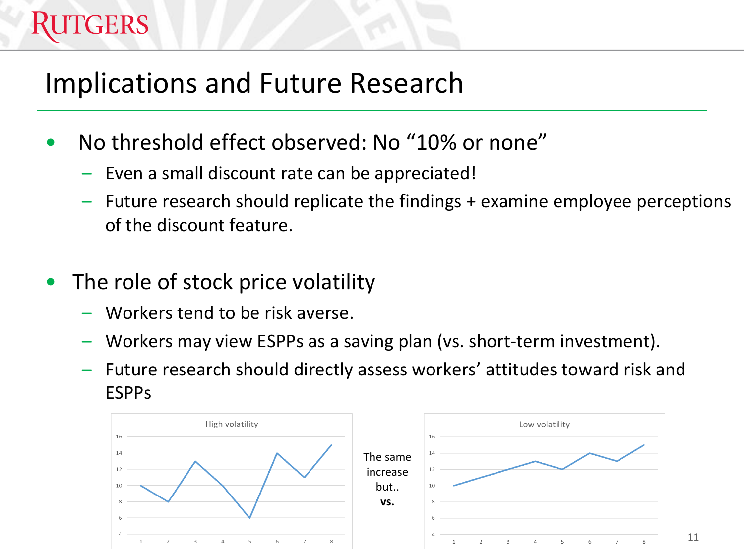# Implications and Future Research

- No threshold effect observed: No "10% or none"
  - Even a small discount rate can be appreciated!
  - Future research should replicate the findings + examine employee perceptions of the discount feature.

- The role of stock price volatility
  - Workers tend to be risk averse.
  - Workers may view ESPPs as a saving plan (vs. short-term investment).
  - Future research should directly assess workers' attitudes toward risk and ESPPs

High volatility

16
14
12
10
8
6
4

1 2 3 4 5 6 7 8

The same increase but..

**vs.**

Low volatility

16
14
12
10
8
6
4

1 2 3 4 5 6 7 8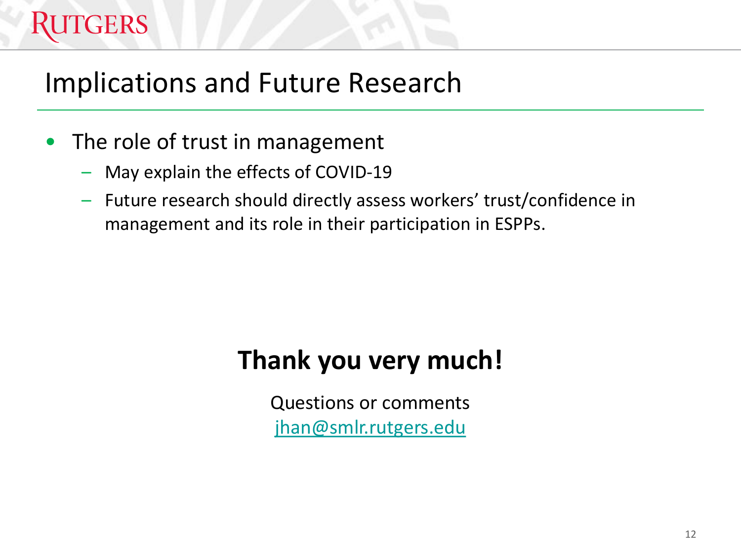# Implications and Future Research

- The role of trust in management
  - May explain the effects of COVID-19
  - Future research should directly assess workers' trust/confidence in management and its role in their participation in ESPPs.

**Thank you very much!**

Questions or comments

jhan@smlr.rutgers.edu